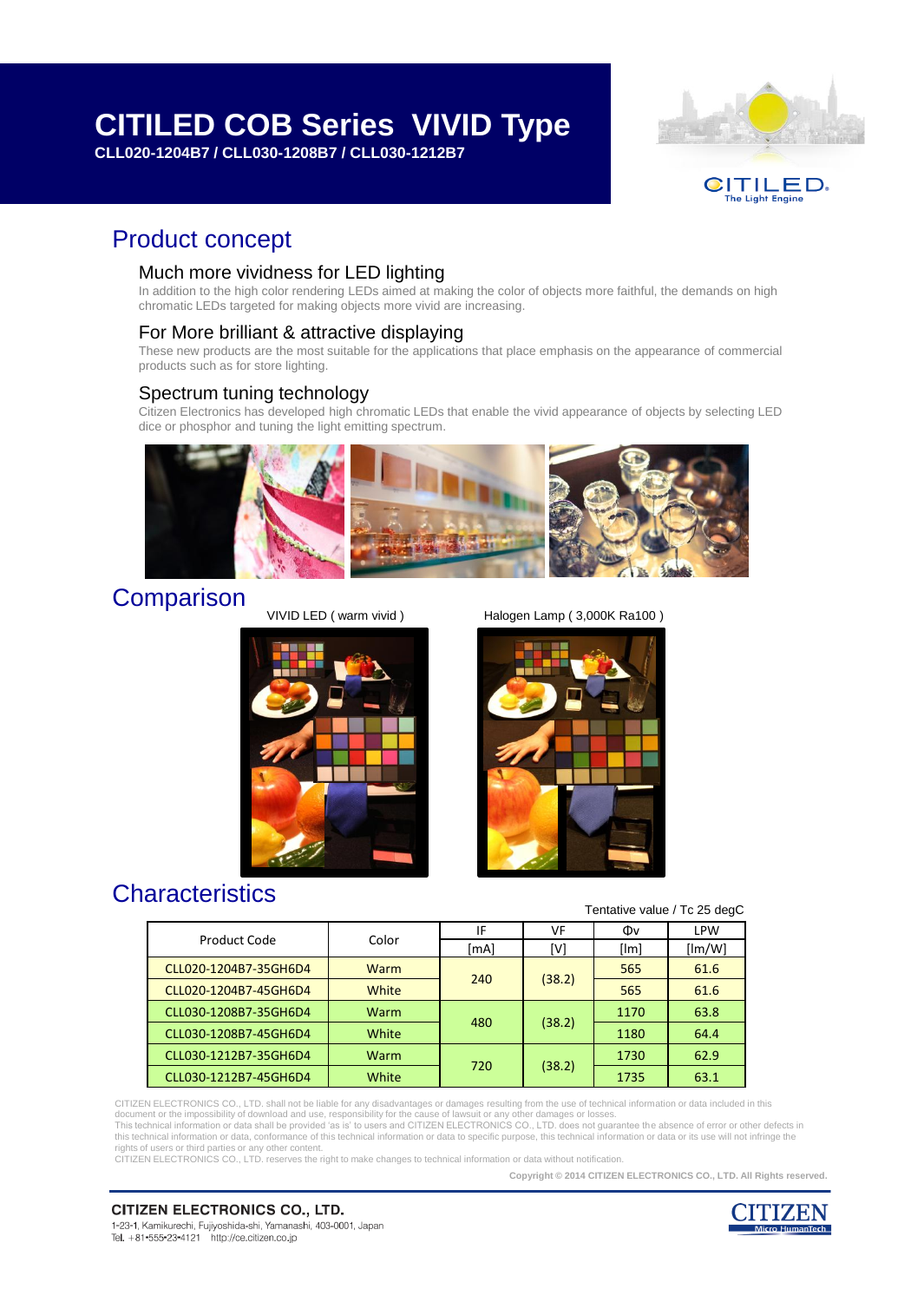# CITILED COB Series VIVID Type

**CLL020-1204B7 / CLL030-1208B7 / CLL030-1212B7**

CITILED
The Light Engine

## Product concept

### Much more vividness for LED lighting

In addition to the high color rendering LEDs aimed at making the color of objects more faithful, the demands on high chromatic LEDs targeted for making objects more vivid are increasing.

### For More brilliant & attractive displaying

These new products are the most suitable for the applications that place emphasis on the appearance of commercial products such as for store lighting.

### Spectrum tuning technology

Citizen Electronics has developed high chromatic LEDs that enable the vivid appearance of objects by selecting LED dice or phosphor and tuning the light emitting spectrum.

## Comparison

VIVID LED ( warm vivid )

Halogen Lamp ( 3,000K Ra100 )

## Characteristics

Tentative value / Tc 25 degC

| Product Code | Color | IF [mA] | VF [V] | Φv [lm] | LPW [lm/W] |
|---|---|---|---|---|---|
| CLL020-1204B7-35GH6D4 | Warm | 240 | (38.2) | 565 | 61.6 |
| CLL020-1204B7-45GH6D4 | White | | | 565 | 61.6 |
| CLL030-1208B7-35GH6D4 | Warm | 480 | (38.2) | 1170 | 63.8 |
| CLL030-1208B7-45GH6D4 | White | | | 1180 | 64.4 |
| CLL030-1212B7-35GH6D4 | Warm | 720 | (38.2) | 1730 | 62.9 |
| CLL030-1212B7-45GH6D4 | White | | | 1735 | 63.1 |

CITIZEN ELECTRONICS CO., LTD. shall not be liable for any disadvantages or damages resulting from the use of technical information or data included in this document or the impossibility of download and use, responsibility for the cause of lawsuit or any other damages or losses.
This technical information or data shall be provided 'as is' to users and CITIZEN ELECTRONICS CO., LTD. does not guarantee the absence of error or other defects in this technical information or data, conformance of this technical information or data to specific purpose, this technical information or data or its use will not infringe the rights of users or third parties or any other content.
CITIZEN ELECTRONICS CO., LTD. reserves the right to make changes to technical information or data without notification.

**Copyright © 2014 CITIZEN ELECTRONICS CO., LTD. All Rights reserved.**

**CITIZEN ELECTRONICS CO., LTD.**
1-23-1, Kamikurechi, Fujiyoshida-shi, Yamanashi, 403-0001, Japan
Tel. +81-555-23-4121 http://ce.citizen.co.jp

CITIZEN Micro HumanTech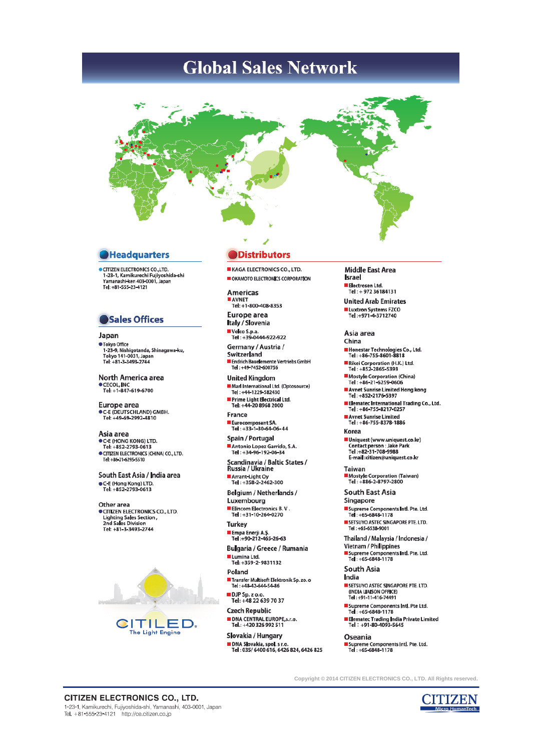# Global Sales Network

## Headquarters

- CITIZEN ELECTRONICS CO.,LTD.
  1-23-1, Kamikurechi Fujiyoshida-shi
  Yamanashi-ken 403-0001, Japan
  Tel: +81-555-23-4121

## Sales Offices

### Japan

- Tokyo Office
  1-23-9, Nishigotanda, Shinagawa-ku,
  Tokyo 141-0031, Japan
  Tel: +81-3-3493-2744

### North America area

- CECOL, INC
  Tel: +1-847-619-6700

### Europe area

- C-E (DEUTSCHLAND) GMBH.
  Tel: +49-69-2992-4810

### Asia area

- C-E (HONG KONG) LTD.
  Tel: +852-2793-0613
- CITIZEN ELECTRONICS (CHINA) CO., LTD.
  Tel: +86-21-6295-5510

### South East Asia / India area

- C-E (Hong Kong) LTD.
  Tel: +852-2793-0613

### Other area

- CITIZEN ELECTRONICS CO., LTD.
  Lighting Sales Section,
  2nd Sales Division
  Tel: +81-3-3493-2744

CITILED The Light Engine

## Distributors

- KAGA ELECTRONICS CO., LTD.
- OKAMOTO ELECTRONICS CORPORATION

### Americas

- AVNET
  Tel: +1-800-408-8353

### Europe area

**Italy / Slovenia**

- Velco S.p.a.
  Tel : +39-0444-922-922

**Germany / Austria / Switzerland**

- Endrich Bauelemente Vertriebs GmbH
  Tel : +49-7452-600756

**United Kingdom**

- Marl International Ltd. (Optosource)
  Tel : +44-1229-582430
- Prime Light Electrical Ltd.
  Tel: +44-20 8968 2000

**France**

- Eurocomposant SA.
  Tel : +33-1-30-64-06-44

**Spain / Portugal**

- Antonio Lopez Garrido, S.A.
  Tel : +34-96-192-06-34

**Scandinavia / Baltic States / Russia / Ukraine**

- Arrant-Light Oy
  Tel : +358-2-2462-300

**Belgium / Netherlands / Luxembourg**

- Elincom Electronics B. V .
  Tel : +31-10-264-0270

**Turkey**

- Empa Enerji A.Ş.
  Tel :+90-212-465-26-63

**Bulgaria / Greece / Rumania**

- Lumina Ltd.
  Tel: +359-2-9831132

**Poland**

- Transfer Multisoft Elektronik Sp. zo. o
  Tel : +48-42-644-54-86
- DJP Sp. z o.o.
  Tel: +48 22 639 70 37

**Czech Republic**

- DNA CENTRAL EUROPE,s.r.o.
  Tel.: +420 326 992 511

**Slovakia / Hungary**

- DNA Slovakia, spol. s r.o.
  Tel : 035/ 6400 616, 6426 824, 6426 825

### Middle East Area

**Israel**

- Electrosen Ltd.
  Tel : + 972 36184131

**United Arab Emirates**

- Luxtron Systems FZCO
  Tel :+971-4-3712740

### Asia area

**China**

- Honestar Technologies Co., Ltd.
  Tel : +86-755-8601-8818
- Rikei Corporation (H.K.) Ltd.
  Tel : +852-2865-5393
- Mostyle Corporation (China)
  Tel : +86-21-6259-0606
- Avnet Sunrise Limited Hong kong
  Tel : +852-2176-5397
- Elematec International Trading Co., Ltd.
  Tel : +86-755-8217-0257
- Avnet Sunrise Limited
  Tel : +86-755-8378-1886

**Korea**

- Uniquest (www.uniquest.co.kr)
  Contact person : Jake Park
  Tel :+82-31-708-9988
  E-mail :citizen@uniquest.co.kr

**Taiwan**

- Mostyle Corporation (Taiwan)
  Tel : +886-2-8797-2800

### South East Asia

**Singapore**

- Supreme Components Intl. Pte. Ltd.
  Tel : +65-6848-1178
- SETSUYO ASTEC SINGAPORE PTE. LTD.
  Tel : +65-6538-9001

**Thailand / Malaysia / Indonesia / Vietnam / Philippines**

- Supreme Components Intl. Pte. Ltd.
  Tel : +65-6848-1178

### South Asia

**India**

- SETSUYO ASTEC SINGAPORE PTE. LTD.
  (INDIA LIAISON OFFICE)
  Tel : +91-11-416-74491
- Supreme Components Intl. Pte Ltd.
  Tel : +65-6848-1178
- Elematec Trading India Private Limited
  Tel : +91-80-4093-5645

### Oseania

- Supreme Components Intl. Pte. Ltd.
  Tel : +65-6848-1178

Copyright © 2014 CITIZEN ELECTRONICS CO., LTD. All Rights reserved.

**CITIZEN ELECTRONICS CO., LTD.**
1-23-1, Kamikurechi, Fujiyoshida-shi, Yamanashi, 403-0001, Japan
Tel. +81-555-23-4121 http://ce.citizen.co.jp

CITIZEN Micro HumanTech